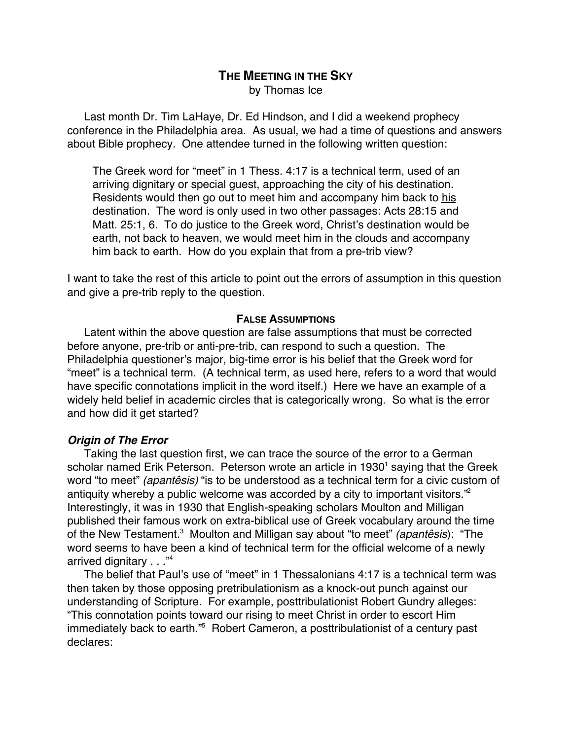# The Meeting in the Sky

by Thomas Ice

Last month Dr. Tim LaHaye, Dr. Ed Hindson, and I did a weekend prophecy conference in the Philadelphia area. As usual, we had a time of questions and answers about Bible prophecy. One attendee turned in the following written question:

> The Greek word for "meet" in 1 Thess. 4:17 is a technical term, used of an arriving dignitary or special guest, approaching the city of his destination. Residents would then go out to meet him and accompany him back to <u>his</u> destination. The word is only used in two other passages: Acts 28:15 and Matt. 25:1, 6. To do justice to the Greek word, Christ's destination would be <u>earth</u>, not back to heaven, we would meet him in the clouds and accompany him back to earth. How do you explain that from a pre-trib view?

I want to take the rest of this article to point out the errors of assumption in this question and give a pre-trib reply to the question.

## False Assumptions

Latent within the above question are false assumptions that must be corrected before anyone, pre-trib or anti-pre-trib, can respond to such a question. The Philadelphia questioner's major, big-time error is his belief that the Greek word for "meet" is a technical term. (A technical term, as used here, refers to a word that would have specific connotations implicit in the word itself.) Here we have an example of a widely held belief in academic circles that is categorically wrong. So what is the error and how did it get started?

### *Origin of The Error*

Taking the last question first, we can trace the source of the error to a German scholar named Erik Peterson. Peterson wrote an article in 1930[1] saying that the Greek word "to meet" *(apantêsis)* "is to be understood as a technical term for a civic custom of antiquity whereby a public welcome was accorded by a city to important visitors."[2] Interestingly, it was in 1930 that English-speaking scholars Moulton and Milligan published their famous work on extra-biblical use of Greek vocabulary around the time of the New Testament.[3] Moulton and Milligan say about "to meet" *(apantêsis)*: "The word seems to have been a kind of technical term for the official welcome of a newly arrived dignitary . . ."[4]

The belief that Paul's use of "meet" in 1 Thessalonians 4:17 is a technical term was then taken by those opposing pretribulationism as a knock-out punch against our understanding of Scripture. For example, posttribulationist Robert Gundry alleges: "This connotation points toward our rising to meet Christ in order to escort Him immediately back to earth."[5] Robert Cameron, a posttribulationist of a century past declares: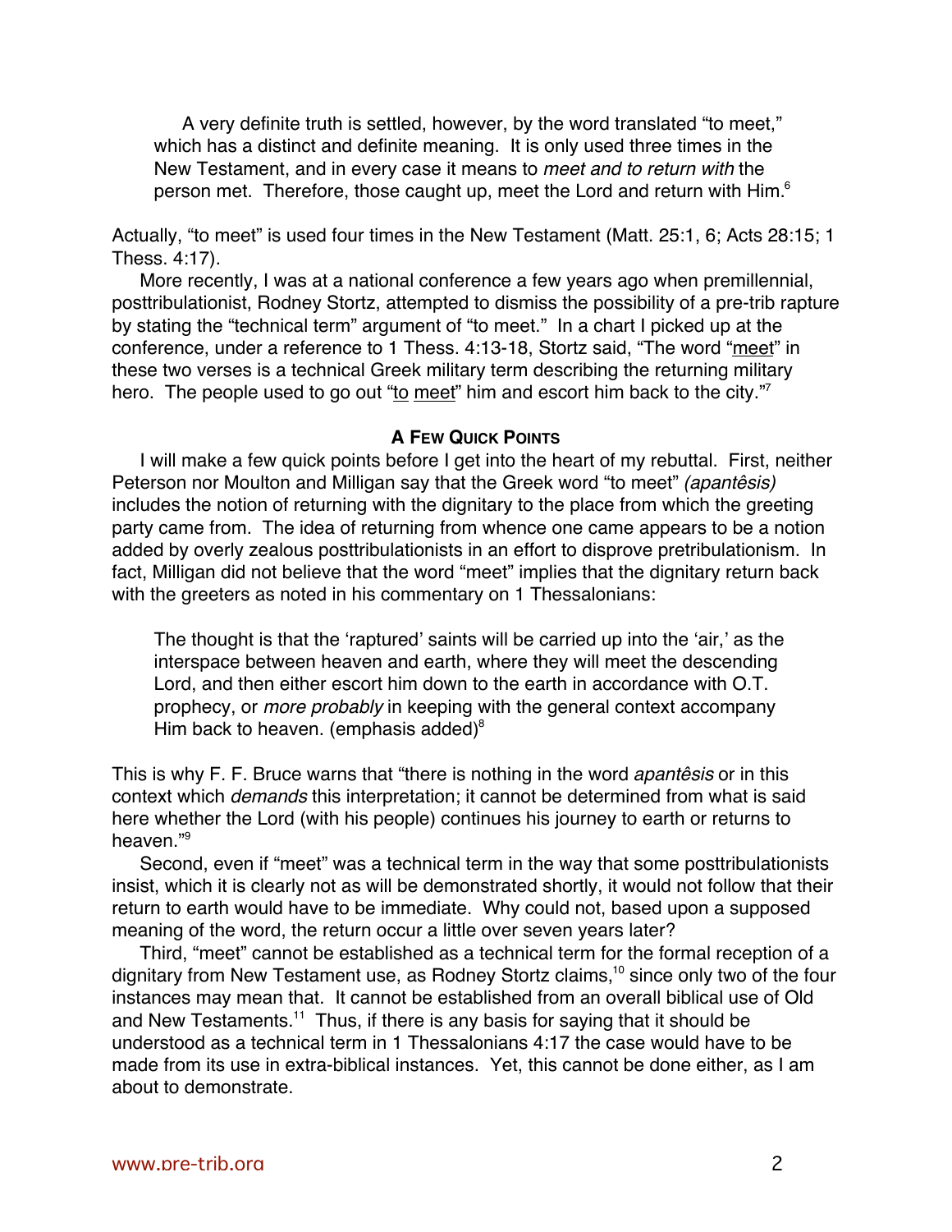> A very definite truth is settled, however, by the word translated "to meet," which has a distinct and definite meaning. It is only used three times in the New Testament, and in every case it means to *meet and to return with* the person met. Therefore, those caught up, meet the Lord and return with Him.[6]

Actually, "to meet" is used four times in the New Testament (Matt. 25:1, 6; Acts 28:15; 1 Thess. 4:17).

More recently, I was at a national conference a few years ago when premillennial, posttribulationist, Rodney Stortz, attempted to dismiss the possibility of a pre-trib rapture by stating the "technical term" argument of "to meet." In a chart I picked up at the conference, under a reference to 1 Thess. 4:13-18, Stortz said, "The word "meet" in these two verses is a technical Greek military term describing the returning military hero. The people used to go out "to meet" him and escort him back to the city."[7]

### A Few Quick Points

I will make a few quick points before I get into the heart of my rebuttal. First, neither Peterson nor Moulton and Milligan say that the Greek word "to meet" *(apantêsis)* includes the notion of returning with the dignitary to the place from which the greeting party came from. The idea of returning from whence one came appears to be a notion added by overly zealous posttribulationists in an effort to disprove pretribulationism. In fact, Milligan did not believe that the word "meet" implies that the dignitary return back with the greeters as noted in his commentary on 1 Thessalonians:

> The thought is that the 'raptured' saints will be carried up into the 'air,' as the interspace between heaven and earth, where they will meet the descending Lord, and then either escort him down to the earth in accordance with O.T. prophecy, or *more probably* in keeping with the general context accompany Him back to heaven. (emphasis added)[8]

This is why F. F. Bruce warns that "there is nothing in the word *apantêsis* or in this context which *demands* this interpretation; it cannot be determined from what is said here whether the Lord (with his people) continues his journey to earth or returns to heaven."[9]

Second, even if "meet" was a technical term in the way that some posttribulationists insist, which it is clearly not as will be demonstrated shortly, it would not follow that their return to earth would have to be immediate. Why could not, based upon a supposed meaning of the word, the return occur a little over seven years later?

Third, "meet" cannot be established as a technical term for the formal reception of a dignitary from New Testament use, as Rodney Stortz claims,[10] since only two of the four instances may mean that. It cannot be established from an overall biblical use of Old and New Testaments.[11] Thus, if there is any basis for saying that it should be understood as a technical term in 1 Thessalonians 4:17 the case would have to be made from its use in extra-biblical instances. Yet, this cannot be done either, as I am about to demonstrate.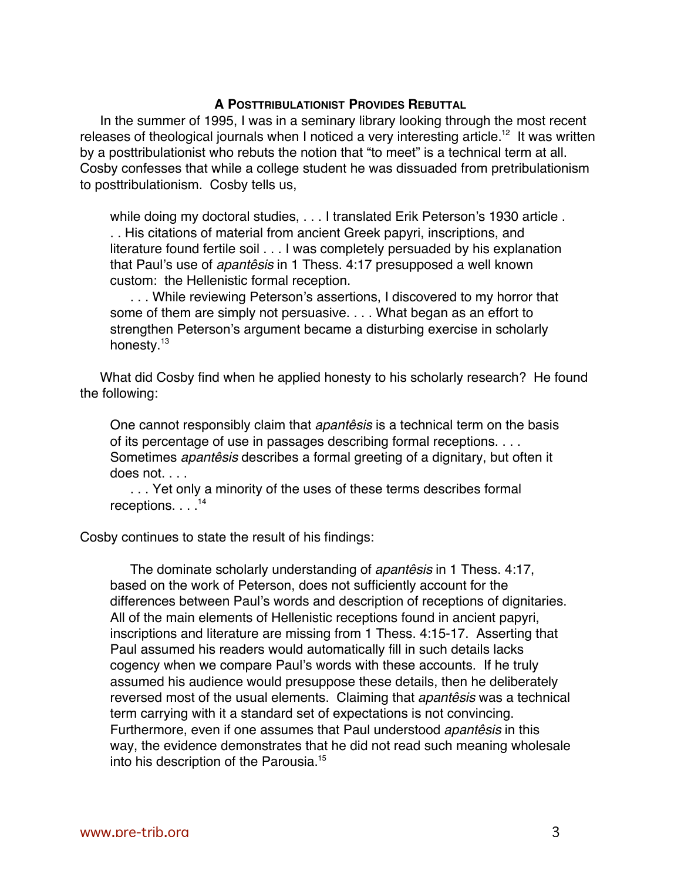## A Posttribulationist Provides Rebuttal

In the summer of 1995, I was in a seminary library looking through the most recent releases of theological journals when I noticed a very interesting article.[12] It was written by a posttribulationist who rebuts the notion that "to meet" is a technical term at all. Cosby confesses that while a college student he was dissuaded from pretribulationism to posttribulationism. Cosby tells us,

> while doing my doctoral studies, . . . I translated Erik Peterson's 1930 article . . . His citations of material from ancient Greek papyri, inscriptions, and literature found fertile soil . . . I was completely persuaded by his explanation that Paul's use of *apantêsis* in 1 Thess. 4:17 presupposed a well known custom: the Hellenistic formal reception.
>
> . . . While reviewing Peterson's assertions, I discovered to my horror that some of them are simply not persuasive. . . . What began as an effort to strengthen Peterson's argument became a disturbing exercise in scholarly honesty.[13]

What did Cosby find when he applied honesty to his scholarly research? He found the following:

> One cannot responsibly claim that *apantêsis* is a technical term on the basis of its percentage of use in passages describing formal receptions. . . . Sometimes *apantêsis* describes a formal greeting of a dignitary, but often it does not. . . .
>
> . . . Yet only a minority of the uses of these terms describes formal receptions. . . .[14]

Cosby continues to state the result of his findings:

> The dominate scholarly understanding of *apantêsis* in 1 Thess. 4:17, based on the work of Peterson, does not sufficiently account for the differences between Paul's words and description of receptions of dignitaries. All of the main elements of Hellenistic receptions found in ancient papyri, inscriptions and literature are missing from 1 Thess. 4:15-17. Asserting that Paul assumed his readers would automatically fill in such details lacks cogency when we compare Paul's words with these accounts. If he truly assumed his audience would presuppose these details, then he deliberately reversed most of the usual elements. Claiming that *apantêsis* was a technical term carrying with it a standard set of expectations is not convincing. Furthermore, even if one assumes that Paul understood *apantêsis* in this way, the evidence demonstrates that he did not read such meaning wholesale into his description of the Parousia.[15]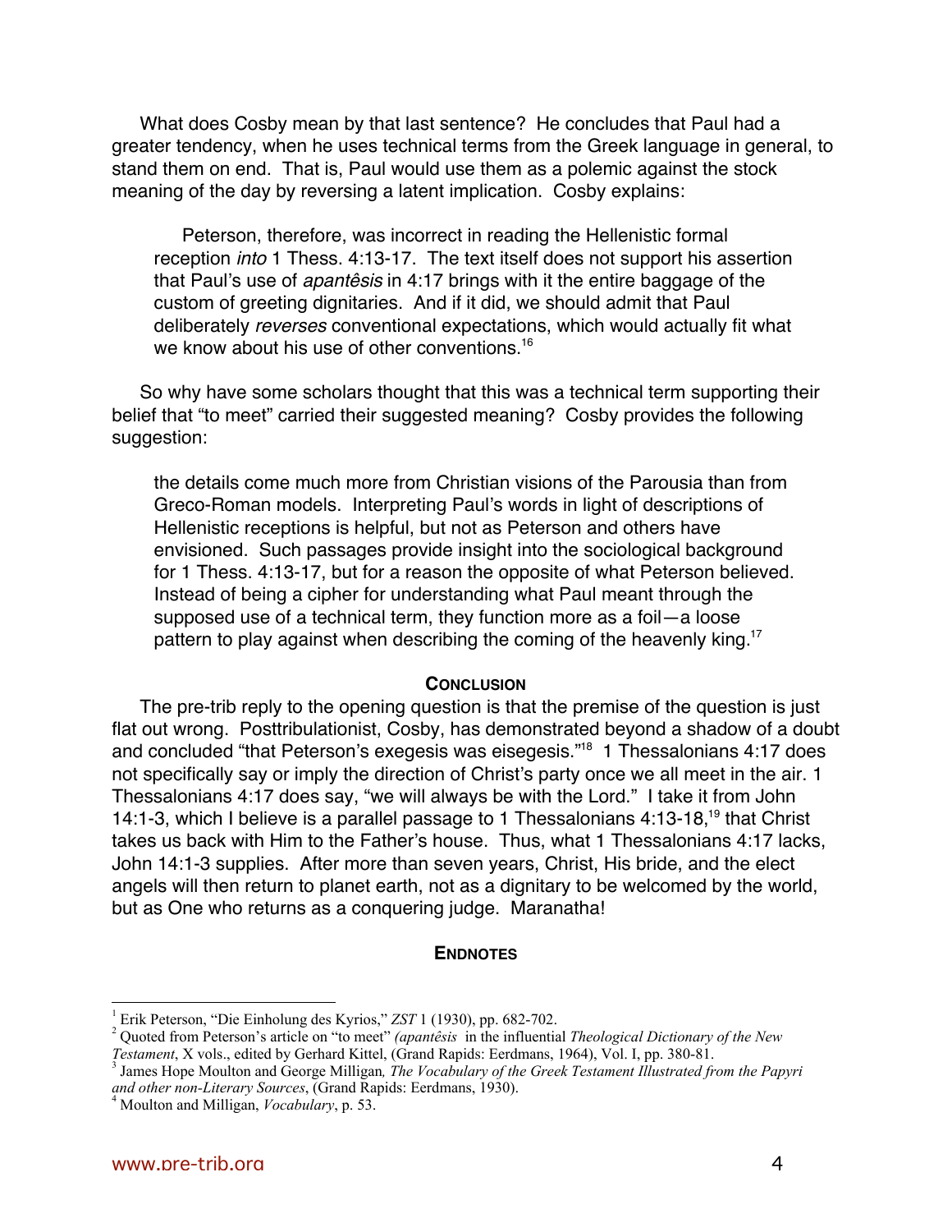What does Cosby mean by that last sentence? He concludes that Paul had a greater tendency, when he uses technical terms from the Greek language in general, to stand them on end. That is, Paul would use them as a polemic against the stock meaning of the day by reversing a latent implication. Cosby explains:

> Peterson, therefore, was incorrect in reading the Hellenistic formal reception *into* 1 Thess. 4:13-17. The text itself does not support his assertion that Paul's use of *apantêsis* in 4:17 brings with it the entire baggage of the custom of greeting dignitaries. And if it did, we should admit that Paul deliberately *reverses* conventional expectations, which would actually fit what we know about his use of other conventions.[16]

So why have some scholars thought that this was a technical term supporting their belief that "to meet" carried their suggested meaning? Cosby provides the following suggestion:

> the details come much more from Christian visions of the Parousia than from Greco-Roman models. Interpreting Paul's words in light of descriptions of Hellenistic receptions is helpful, but not as Peterson and others have envisioned. Such passages provide insight into the sociological background for 1 Thess. 4:13-17, but for a reason the opposite of what Peterson believed. Instead of being a cipher for understanding what Paul meant through the supposed use of a technical term, they function more as a foil—a loose pattern to play against when describing the coming of the heavenly king.[17]

## Conclusion

The pre-trib reply to the opening question is that the premise of the question is just flat out wrong. Posttribulationist, Cosby, has demonstrated beyond a shadow of a doubt and concluded "that Peterson's exegesis was eisegesis."[18] 1 Thessalonians 4:17 does not specifically say or imply the direction of Christ's party once we all meet in the air. 1 Thessalonians 4:17 does say, "we will always be with the Lord." I take it from John 14:1-3, which I believe is a parallel passage to 1 Thessalonians 4:13-18,[19] that Christ takes us back with Him to the Father's house. Thus, what 1 Thessalonians 4:17 lacks, John 14:1-3 supplies. After more than seven years, Christ, His bride, and the elect angels will then return to planet earth, not as a dignitary to be welcomed by the world, but as One who returns as a conquering judge. Maranatha!

## Endnotes

[1] Erik Peterson, "Die Einholung des Kyrios," *ZST* 1 (1930), pp. 682-702.

[2] Quoted from Peterson's article on "to meet" *(apantêsis* in the influential *Theological Dictionary of the New Testament*, X vols., edited by Gerhard Kittel, (Grand Rapids: Eerdmans, 1964), Vol. I, pp. 380-81.

[3] James Hope Moulton and George Milligan*, The Vocabulary of the Greek Testament Illustrated from the Papyri and other non-Literary Sources*, (Grand Rapids: Eerdmans, 1930).

[4] Moulton and Milligan, *Vocabulary*, p. 53.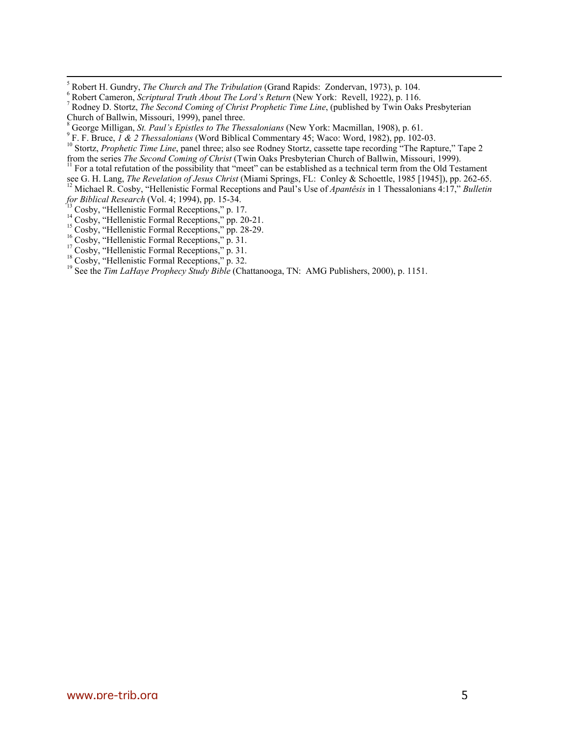[5] Robert H. Gundry, *The Church and The Tribulation* (Grand Rapids: Zondervan, 1973), p. 104.

[6] Robert Cameron, *Scriptural Truth About The Lord's Return* (New York: Revell, 1922), p. 116.

[7] Rodney D. Stortz, *The Second Coming of Christ Prophetic Time Line*, (published by Twin Oaks Presbyterian Church of Ballwin, Missouri, 1999), panel three.

[8] George Milligan, *St. Paul's Epistles to The Thessalonians* (New York: Macmillan, 1908), p. 61.

[9] F. F. Bruce, *1 & 2 Thessalonians* (Word Biblical Commentary 45; Waco: Word, 1982), pp. 102-03.

[10] Stortz, *Prophetic Time Line*, panel three; also see Rodney Stortz, cassette tape recording "The Rapture," Tape 2 from the series *The Second Coming of Christ* (Twin Oaks Presbyterian Church of Ballwin, Missouri, 1999).

[11] For a total refutation of the possibility that "meet" can be established as a technical term from the Old Testament see G. H. Lang, *The Revelation of Jesus Christ* (Miami Springs, FL: Conley & Schoettle, 1985 [1945]), pp. 262-65.

[12] Michael R. Cosby, "Hellenistic Formal Receptions and Paul's Use of *Apantêsis* in 1 Thessalonians 4:17," *Bulletin for Biblical Research* (Vol. 4; 1994), pp. 15-34.

[13] Cosby, "Hellenistic Formal Receptions," p. 17.

[14] Cosby, "Hellenistic Formal Receptions," pp. 20-21.

[15] Cosby, "Hellenistic Formal Receptions," pp. 28-29.

[16] Cosby, "Hellenistic Formal Receptions," p. 31.

[17] Cosby, "Hellenistic Formal Receptions," p. 31.

[18] Cosby, "Hellenistic Formal Receptions," p. 32.

[19] See the *Tim LaHaye Prophecy Study Bible* (Chattanooga, TN: AMG Publishers, 2000), p. 1151.